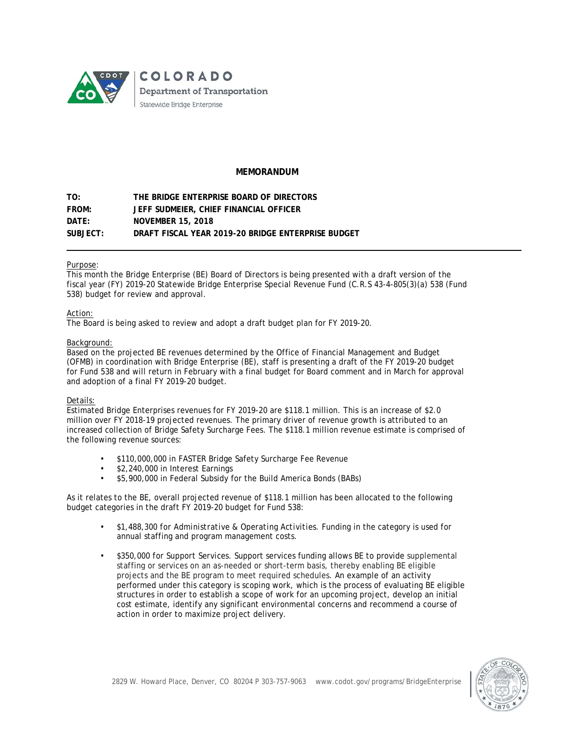COLORADO

Department of Transportation

Statewide Bridge Enterprise

**MEMORANDUM**

**TO:** THE BRIDGE ENTERPRISE BOARD OF DIRECTORS
**FROM:** JEFF SUDMEIER, CHIEF FINANCIAL OFFICER
**DATE:** NOVEMBER 15, 2018
**SUBJECT:** DRAFT FISCAL YEAR 2019-20 BRIDGE ENTERPRISE BUDGET

---

Purpose:
This month the Bridge Enterprise (BE) Board of Directors is being presented with a draft version of the fiscal year (FY) 2019-20 Statewide Bridge Enterprise Special Revenue Fund (C.R.S 43-4-805(3)(a) 538 (Fund 538) budget for review and approval.

Action:
The Board is being asked to review and adopt a draft budget plan for FY 2019-20.

Background:
Based on the projected BE revenues determined by the Office of Financial Management and Budget (OFMB) in coordination with Bridge Enterprise (BE), staff is presenting a draft of the FY 2019-20 budget for Fund 538 and will return in February with a final budget for Board comment and in March for approval and adoption of a final FY 2019-20 budget.

Details:
Estimated Bridge Enterprises revenues for FY 2019-20 are $118.1 million. This is an increase of $2.0 million over FY 2018-19 projected revenues. The primary driver of revenue growth is attributed to an increased collection of Bridge Safety Surcharge Fees. The $118.1 million revenue estimate is comprised of the following revenue sources:

- $110,000,000 in FASTER Bridge Safety Surcharge Fee Revenue
- $2,240,000 in Interest Earnings
- $5,900,000 in Federal Subsidy for the Build America Bonds (BABs)

As it relates to the BE, overall projected revenue of $118.1 million has been allocated to the following budget categories in the draft FY 2019-20 budget for Fund 538:

- $1,488,300 for Administrative & Operating Activities. Funding in the category is used for annual staffing and program management costs.

- $350,000 for Support Services. Support services funding allows BE to provide supplemental staffing or services on an as-needed or short-term basis, thereby enabling BE eligible projects and the BE program to meet required schedules. An example of an activity performed under this category is scoping work, which is the process of evaluating BE eligible structures in order to establish a scope of work for an upcoming project, develop an initial cost estimate, identify any significant environmental concerns and recommend a course of action in order to maximize project delivery.

2829 W. Howard Place, Denver, CO 80204 P 303-757-9063 www.codot.gov/programs/BridgeEnterprise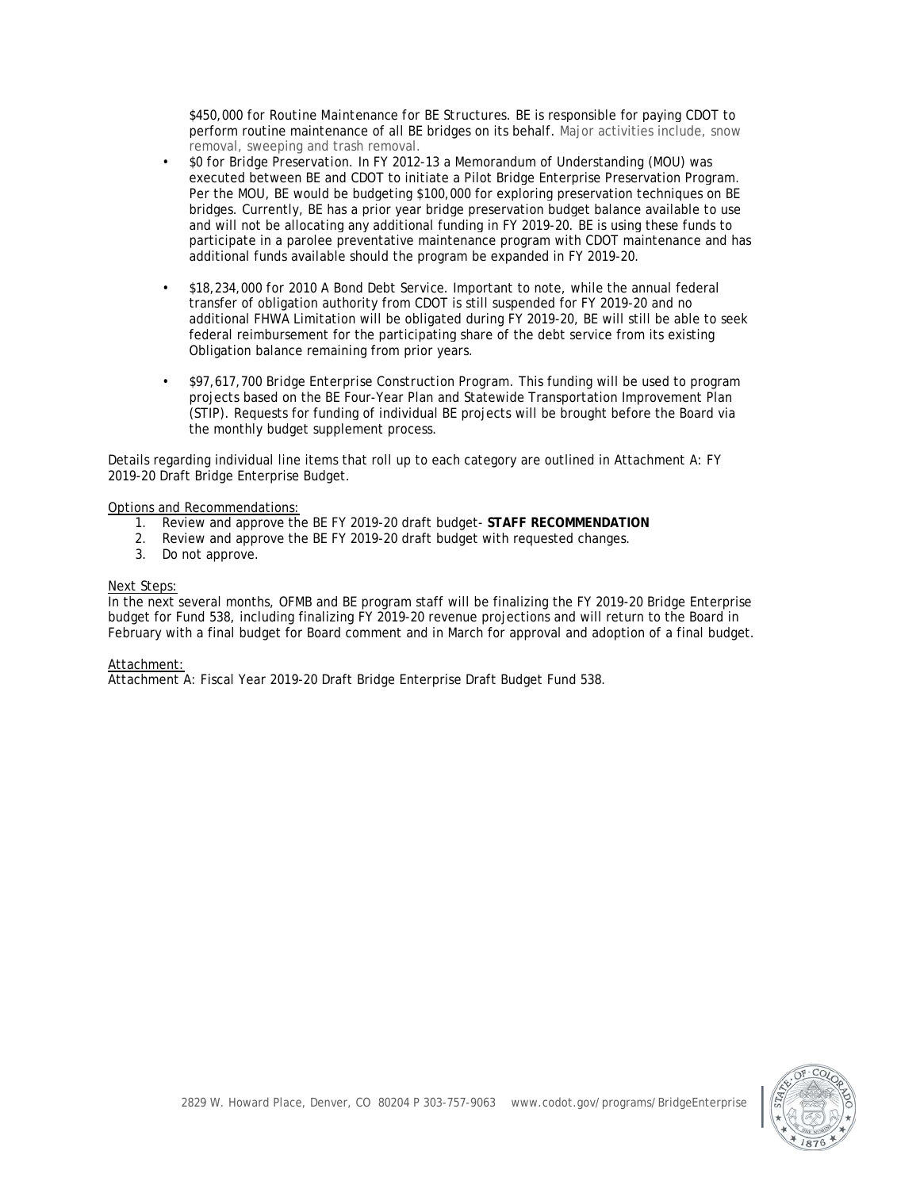$450,000 for *Routine Maintenance for BE Structures*. BE is responsible for paying CDOT to perform routine maintenance of all BE bridges on its behalf. Major activities include, snow removal, sweeping and trash removal.

- $0 for *Bridge Preservation*. In FY 2012-13 a Memorandum of Understanding (MOU) was executed between BE and CDOT to initiate a Pilot Bridge Enterprise Preservation Program. Per the MOU, BE would be budgeting $100,000 for exploring preservation techniques on BE bridges. Currently, BE has a prior year bridge preservation budget balance available to use and will not be allocating any additional funding in FY 2019-20. BE is using these funds to participate in a parolee preventative maintenance program with CDOT maintenance and has additional funds available should the program be expanded in FY 2019-20.

- $18,234,000 for *2010 A Bond Debt Service*. Important to note, while the annual federal transfer of obligation authority from CDOT is still suspended for FY 2019-20 and no additional FHWA Limitation will be obligated during FY 2019-20, BE will still be able to seek federal reimbursement for the participating share of the debt service from its existing Obligation balance remaining from prior years.

- $97,617,700 *Bridge Enterprise Construction Program*. This funding will be used to program projects based on the BE Four-Year Plan and Statewide Transportation Improvement Plan (STIP). Requests for funding of individual BE projects will be brought before the Board via the monthly budget supplement process.

Details regarding individual line items that roll up to each category are outlined in Attachment A: FY 2019-20 Draft Bridge Enterprise Budget.

Options and Recommendations:

1. Review and approve the BE FY 2019-20 draft budget- **STAFF RECOMMENDATION**
2. Review and approve the BE FY 2019-20 draft budget with requested changes.
3. Do not approve.

Next Steps:

In the next several months, OFMB and BE program staff will be finalizing the FY 2019-20 Bridge Enterprise budget for Fund 538, including finalizing FY 2019-20 revenue projections and will return to the Board in February with a final budget for Board comment and in March for approval and adoption of a final budget.

Attachment:

Attachment A: Fiscal Year 2019-20 Draft Bridge Enterprise Draft Budget Fund 538.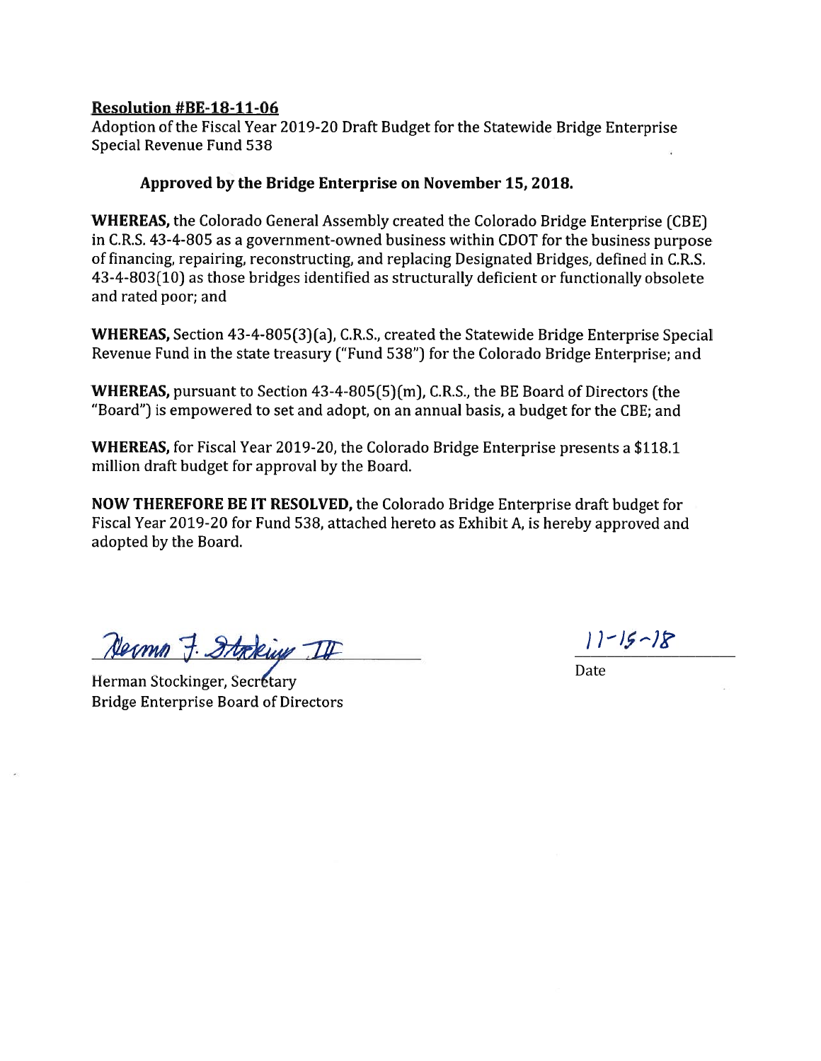**Resolution #BE-18-11-06**

Adoption of the Fiscal Year 2019-20 Draft Budget for the Statewide Bridge Enterprise Special Revenue Fund 538

**Approved by the Bridge Enterprise on November 15, 2018.**

**WHEREAS,** the Colorado General Assembly created the Colorado Bridge Enterprise (CBE) in C.R.S. 43-4-805 as a government-owned business within CDOT for the business purpose of financing, repairing, reconstructing, and replacing Designated Bridges, defined in C.R.S. 43-4-803(10) as those bridges identified as structurally deficient or functionally obsolete and rated poor; and

**WHEREAS,** Section 43-4-805(3)(a), C.R.S., created the Statewide Bridge Enterprise Special Revenue Fund in the state treasury ("Fund 538") for the Colorado Bridge Enterprise; and

**WHEREAS,** pursuant to Section 43-4-805(5)(m), C.R.S., the BE Board of Directors (the "Board") is empowered to set and adopt, on an annual basis, a budget for the CBE; and

**WHEREAS,** for Fiscal Year 2019-20, the Colorado Bridge Enterprise presents a $118.1 million draft budget for approval by the Board.

**NOW THEREFORE BE IT RESOLVED,** the Colorado Bridge Enterprise draft budget for Fiscal Year 2019-20 for Fund 538, attached hereto as Exhibit A, is hereby approved and adopted by the Board.

Herman F. Stockinger III

Herman Stockinger, Secretary
Bridge Enterprise Board of Directors

11-15-18

Date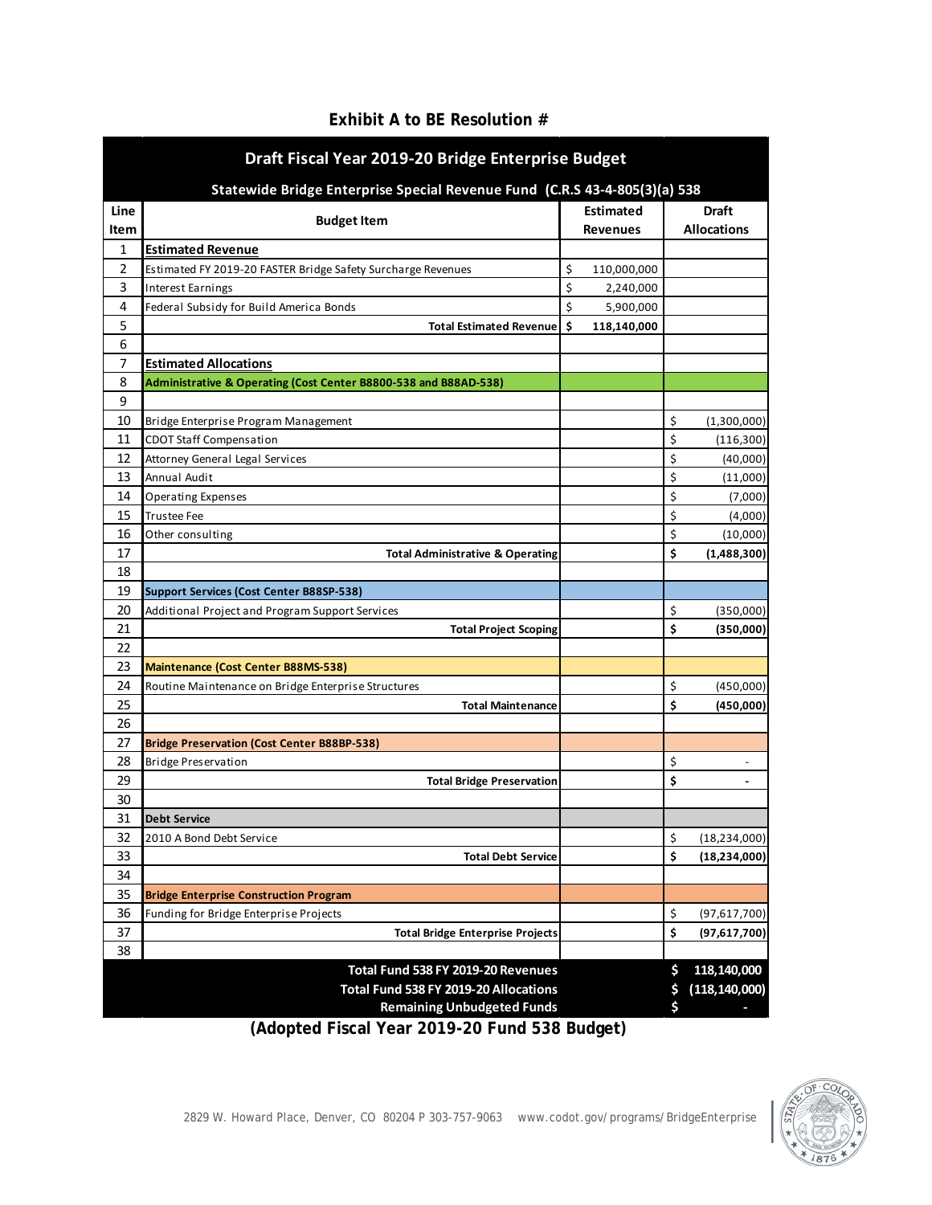## Exhibit A to BE Resolution #

| | | | |
|---|---|---|---|
| **Draft Fiscal Year 2019-20 Bridge Enterprise Budget** | | | |
| **Statewide Bridge Enterprise Special Revenue Fund (C.R.S 43-4-805(3)(a) 538** | | | |
| **Line Item** | **Budget Item** | **Estimated Revenues** | **Draft Allocations** |
| 1 | **Estimated Revenue** | | |
| 2 | Estimated FY 2019-20 FASTER Bridge Safety Surcharge Revenues | $ 110,000,000 | |
| 3 | Interest Earnings | $ 2,240,000 | |
| 4 | Federal Subsidy for Build America Bonds | $ 5,900,000 | |
| 5 | **Total Estimated Revenue** | **$ 118,140,000** | |
| 6 | | | |
| 7 | **Estimated Allocations** | | |
| 8 | **Administrative & Operating (Cost Center B8800-538 and B88AD-538)** | | |
| 9 | | | |
| 10 | Bridge Enterprise Program Management | | $ (1,300,000) |
| 11 | CDOT Staff Compensation | | $ (116,300) |
| 12 | Attorney General Legal Services | | $ (40,000) |
| 13 | Annual Audit | | $ (11,000) |
| 14 | Operating Expenses | | $ (7,000) |
| 15 | Trustee Fee | | $ (4,000) |
| 16 | Other consulting | | $ (10,000) |
| 17 | **Total Administrative & Operating** | | **$ (1,488,300)** |
| 18 | | | |
| 19 | **Support Services (Cost Center B88SP-538)** | | |
| 20 | Additional Project and Program Support Services | | $ (350,000) |
| 21 | **Total Project Scoping** | | **$ (350,000)** |
| 22 | | | |
| 23 | **Maintenance (Cost Center B88MS-538)** | | |
| 24 | Routine Maintenance on Bridge Enterprise Structures | | $ (450,000) |
| 25 | **Total Maintenance** | | **$ (450,000)** |
| 26 | | | |
| 27 | **Bridge Preservation (Cost Center B88BP-538)** | | |
| 28 | Bridge Preservation | | $ - |
| 29 | **Total Bridge Preservation** | | **$ -** |
| 30 | | | |
| 31 | **Debt Service** | | |
| 32 | 2010 A Bond Debt Service | | $ (18,234,000) |
| 33 | **Total Debt Service** | | **$ (18,234,000)** |
| 34 | | | |
| 35 | **Bridge Enterprise Construction Program** | | |
| 36 | Funding for Bridge Enterprise Projects | | $ (97,617,700) |
| 37 | **Total Bridge Enterprise Projects** | | **$ (97,617,700)** |
| 38 | | | |
| | **Total Fund 538 FY 2019-20 Revenues** | | **$ 118,140,000** |
| | **Total Fund 538 FY 2019-20 Allocations** | | **$ (118,140,000)** |
| | **Remaining Unbudgeted Funds** | | **$ -** |

**(Adopted Fiscal Year 2019-20 Fund 538 Budget)**

2829 W. Howard Place, Denver, CO 80204 P 303-757-9063 www.codot.gov/programs/BridgeEnterprise